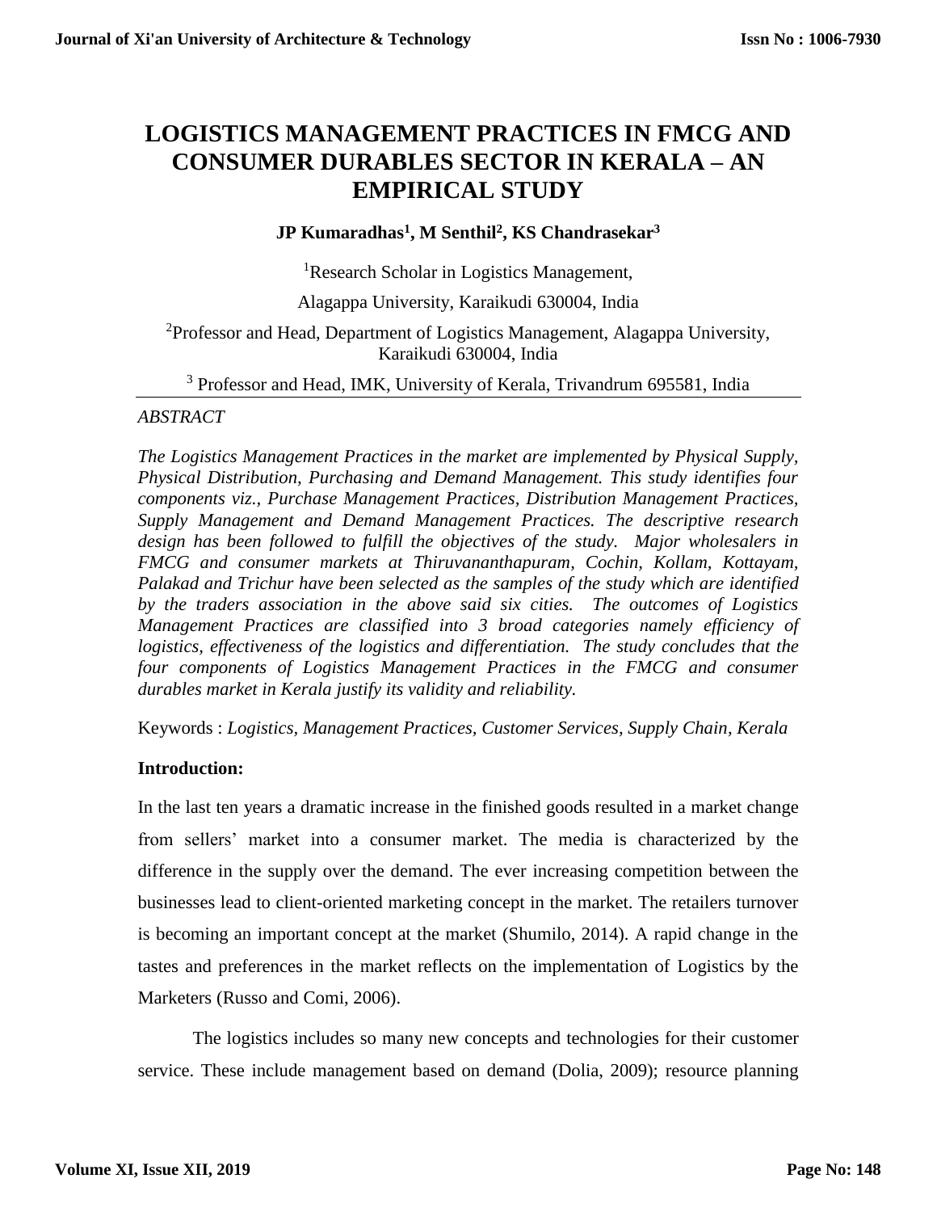# LOGISTICS MANAGEMENT PRACTICES IN FMCG AND CONSUMER DURABLES SECTOR IN KERALA – AN EMPIRICAL STUDY

**JP Kumaradhas[1], M Senthil[2], KS Chandrasekar[3]**

[1]Research Scholar in Logistics Management,

Alagappa University, Karaikudi 630004, India

[2]Professor and Head, Department of Logistics Management, Alagappa University, Karaikudi 630004, India

[3] Professor and Head, IMK, University of Kerala, Trivandrum 695581, India

*ABSTRACT*

*The Logistics Management Practices in the market are implemented by Physical Supply, Physical Distribution, Purchasing and Demand Management. This study identifies four components viz., Purchase Management Practices, Distribution Management Practices, Supply Management and Demand Management Practices. The descriptive research design has been followed to fulfill the objectives of the study. Major wholesalers in FMCG and consumer markets at Thiruvananthapuram, Cochin, Kollam, Kottayam, Palakad and Trichur have been selected as the samples of the study which are identified by the traders association in the above said six cities. The outcomes of Logistics Management Practices are classified into 3 broad categories namely efficiency of logistics, effectiveness of the logistics and differentiation. The study concludes that the four components of Logistics Management Practices in the FMCG and consumer durables market in Kerala justify its validity and reliability.*

Keywords : *Logistics, Management Practices, Customer Services, Supply Chain, Kerala*

## Introduction:

In the last ten years a dramatic increase in the finished goods resulted in a market change from sellers' market into a consumer market. The media is characterized by the difference in the supply over the demand. The ever increasing competition between the businesses lead to client-oriented marketing concept in the market. The retailers turnover is becoming an important concept at the market (Shumilo, 2014). A rapid change in the tastes and preferences in the market reflects on the implementation of Logistics by the Marketers (Russo and Comi, 2006).

The logistics includes so many new concepts and technologies for their customer service. These include management based on demand (Dolia, 2009); resource planning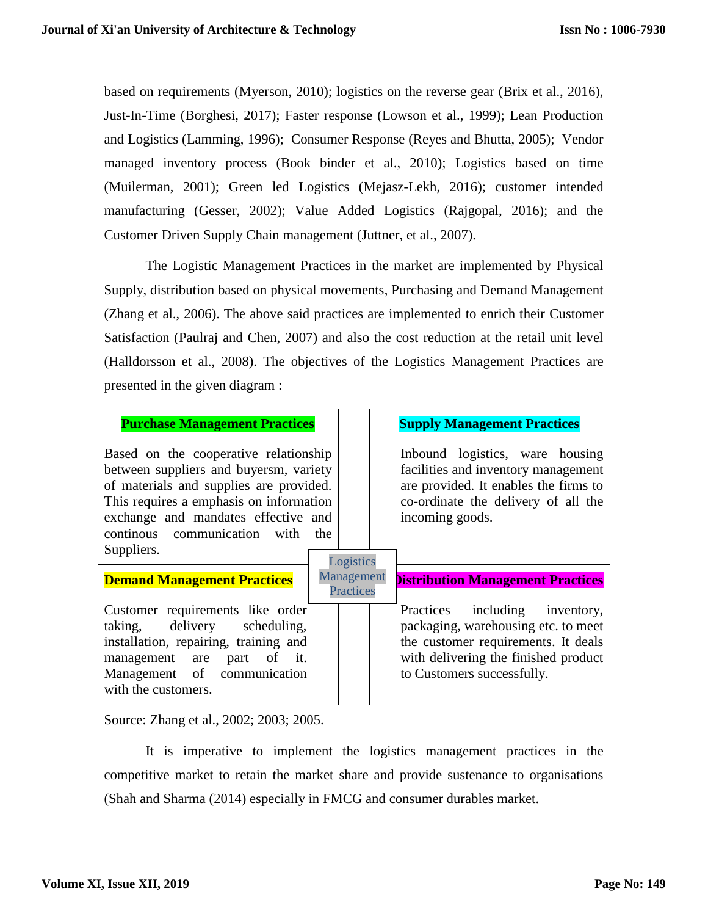based on requirements (Myerson, 2010); logistics on the reverse gear (Brix et al., 2016), Just-In-Time (Borghesi, 2017); Faster response (Lowson et al., 1999); Lean Production and Logistics (Lamming, 1996); Consumer Response (Reyes and Bhutta, 2005); Vendor managed inventory process (Book binder et al., 2010); Logistics based on time (Muilerman, 2001); Green led Logistics (Mejasz-Lekh, 2016); customer intended manufacturing (Gesser, 2002); Value Added Logistics (Rajgopal, 2016); and the Customer Driven Supply Chain management (Juttner, et al., 2007).

The Logistic Management Practices in the market are implemented by Physical Supply, distribution based on physical movements, Purchasing and Demand Management (Zhang et al., 2006). The above said practices are implemented to enrich their Customer Satisfaction (Paulraj and Chen, 2007) and also the cost reduction at the retail unit level (Halldorsson et al., 2008). The objectives of the Logistics Management Practices are presented in the given diagram :

**Logistics Management Practices**

| **Purchase Management Practices** | **Supply Management Practices** |
| --- | --- |
| Based on the cooperative relationship between suppliers and buyersm, variety of materials and supplies are provided. This requires a emphasis on information exchange and mandates effective and continous communication with the Suppliers. | Inbound logistics, ware housing facilities and inventory management are provided. It enables the firms to co-ordinate the delivery of all the incoming goods. |
| **Demand Management Practices** | **Distribution Management Practices** |
| Customer requirements like order taking, delivery scheduling, installation, repairing, training and management are part of it. Management of communication with the customers. | Practices including inventory, packaging, warehousing etc. to meet the customer requirements. It deals with delivering the finished product to Customers successfully. |

Source: Zhang et al., 2002; 2003; 2005.

It is imperative to implement the logistics management practices in the competitive market to retain the market share and provide sustenance to organisations (Shah and Sharma (2014) especially in FMCG and consumer durables market.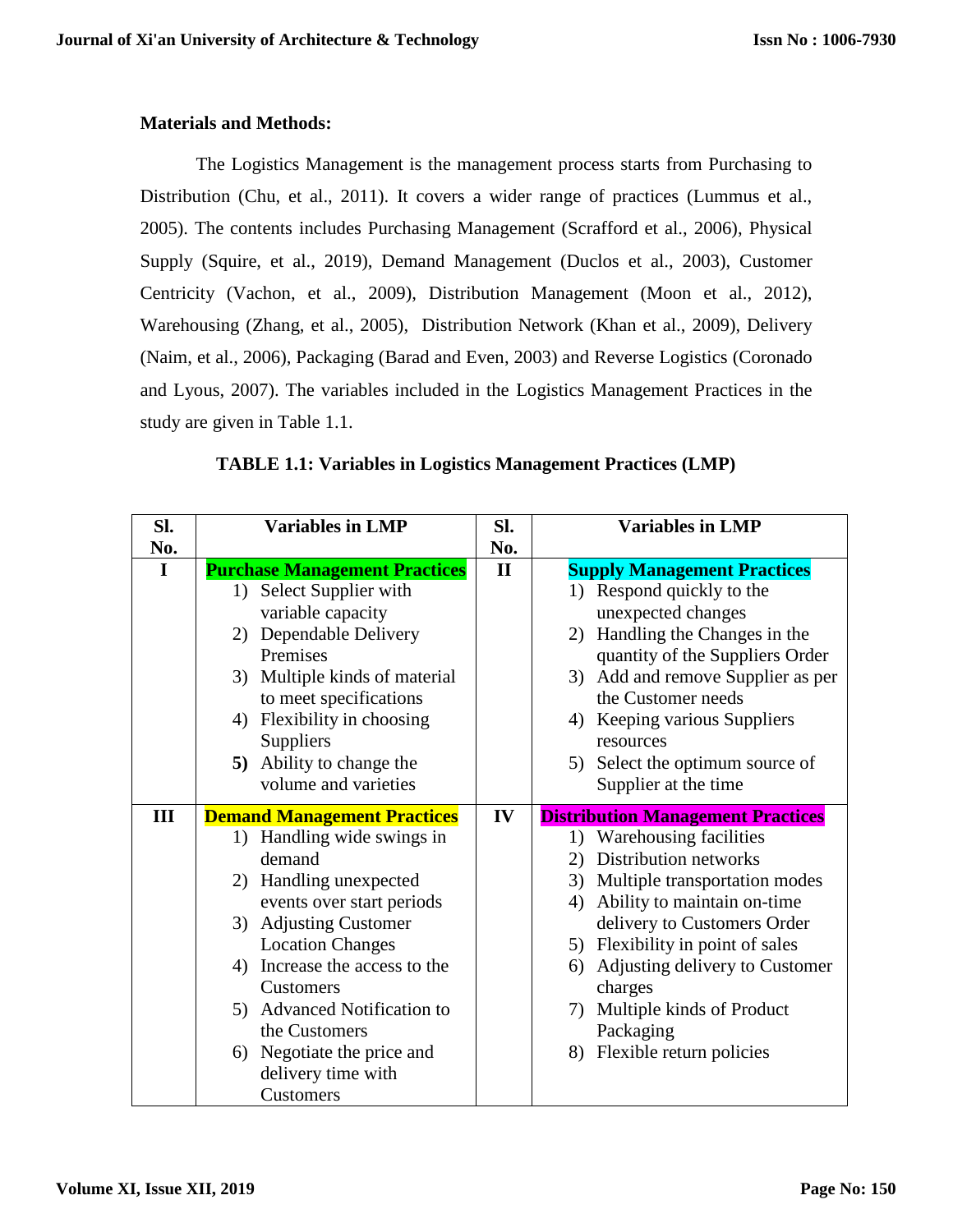**Materials and Methods:**

The Logistics Management is the management process starts from Purchasing to Distribution (Chu, et al., 2011). It covers a wider range of practices (Lummus et al., 2005). The contents includes Purchasing Management (Scrafford et al., 2006), Physical Supply (Squire, et al., 2019), Demand Management (Duclos et al., 2003), Customer Centricity (Vachon, et al., 2009), Distribution Management (Moon et al., 2012), Warehousing (Zhang, et al., 2005), Distribution Network (Khan et al., 2009), Delivery (Naim, et al., 2006), Packaging (Barad and Even, 2003) and Reverse Logistics (Coronado and Lyous, 2007). The variables included in the Logistics Management Practices in the study are given in Table 1.1.

**TABLE 1.1: Variables in Logistics Management Practices (LMP)**

| Sl. No. | Variables in LMP | Sl. No. | Variables in LMP |
|---|---|---|---|
| I | **Purchase Management Practices**<br>1) Select Supplier with variable capacity<br>2) Dependable Delivery Premises<br>3) Multiple kinds of material to meet specifications<br>4) Flexibility in choosing Suppliers<br>**5)** Ability to change the volume and varieties | II | **Supply Management Practices**<br>1) Respond quickly to the unexpected changes<br>2) Handling the Changes in the quantity of the Suppliers Order<br>3) Add and remove Supplier as per the Customer needs<br>4) Keeping various Suppliers resources<br>5) Select the optimum source of Supplier at the time |
| III | **Demand Management Practices**<br>1) Handling wide swings in demand<br>2) Handling unexpected events over start periods<br>3) Adjusting Customer Location Changes<br>4) Increase the access to the Customers<br>5) Advanced Notification to the Customers<br>6) Negotiate the price and delivery time with Customers | IV | **Distribution Management Practices**<br>1) Warehousing facilities<br>2) Distribution networks<br>3) Multiple transportation modes<br>4) Ability to maintain on-time delivery to Customers Order<br>5) Flexibility in point of sales<br>6) Adjusting delivery to Customer charges<br>7) Multiple kinds of Product Packaging<br>8) Flexible return policies |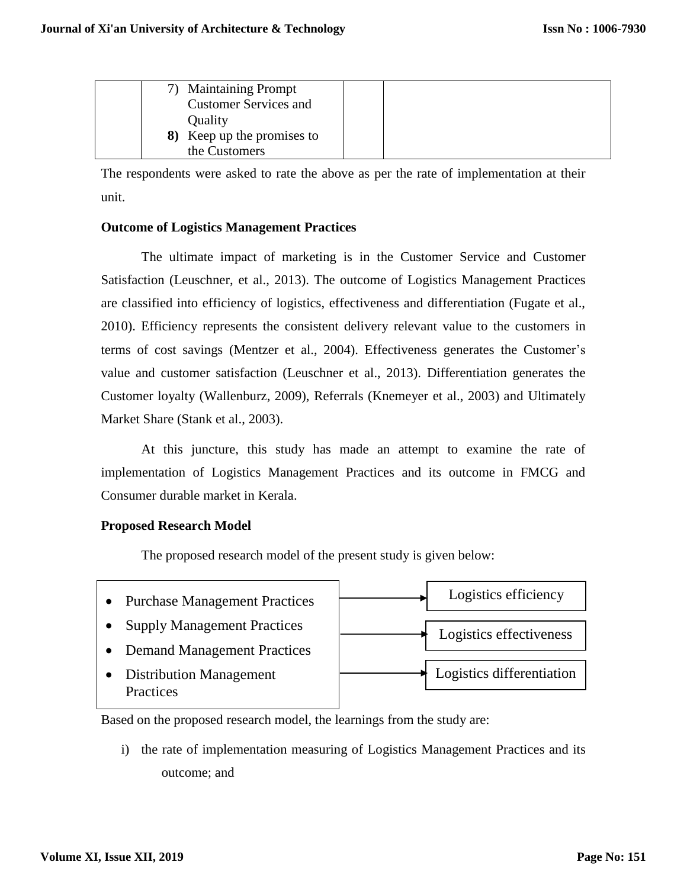|  | 7) Maintaining Prompt Customer Services and Quality<br>**8)** Keep up the promises to the Customers |  |  |
|---|---|---|---|

The respondents were asked to rate the above as per the rate of implementation at their unit.

**Outcome of Logistics Management Practices**

The ultimate impact of marketing is in the Customer Service and Customer Satisfaction (Leuschner, et al., 2013). The outcome of Logistics Management Practices are classified into efficiency of logistics, effectiveness and differentiation (Fugate et al., 2010). Efficiency represents the consistent delivery relevant value to the customers in terms of cost savings (Mentzer et al., 2004). Effectiveness generates the Customer's value and customer satisfaction (Leuschner et al., 2013). Differentiation generates the Customer loyalty (Wallenburz, 2009), Referrals (Knemeyer et al., 2003) and Ultimately Market Share (Stank et al., 2003).

At this juncture, this study has made an attempt to examine the rate of implementation of Logistics Management Practices and its outcome in FMCG and Consumer durable market in Kerala.

**Proposed Research Model**

The proposed research model of the present study is given below:

- Purchase Management Practices
- Supply Management Practices
- Demand Management Practices
- Distribution Management Practices

→ Logistics efficiency

→ Logistics effectiveness

→ Logistics differentiation

Based on the proposed research model, the learnings from the study are:

i) the rate of implementation measuring of Logistics Management Practices and its outcome; and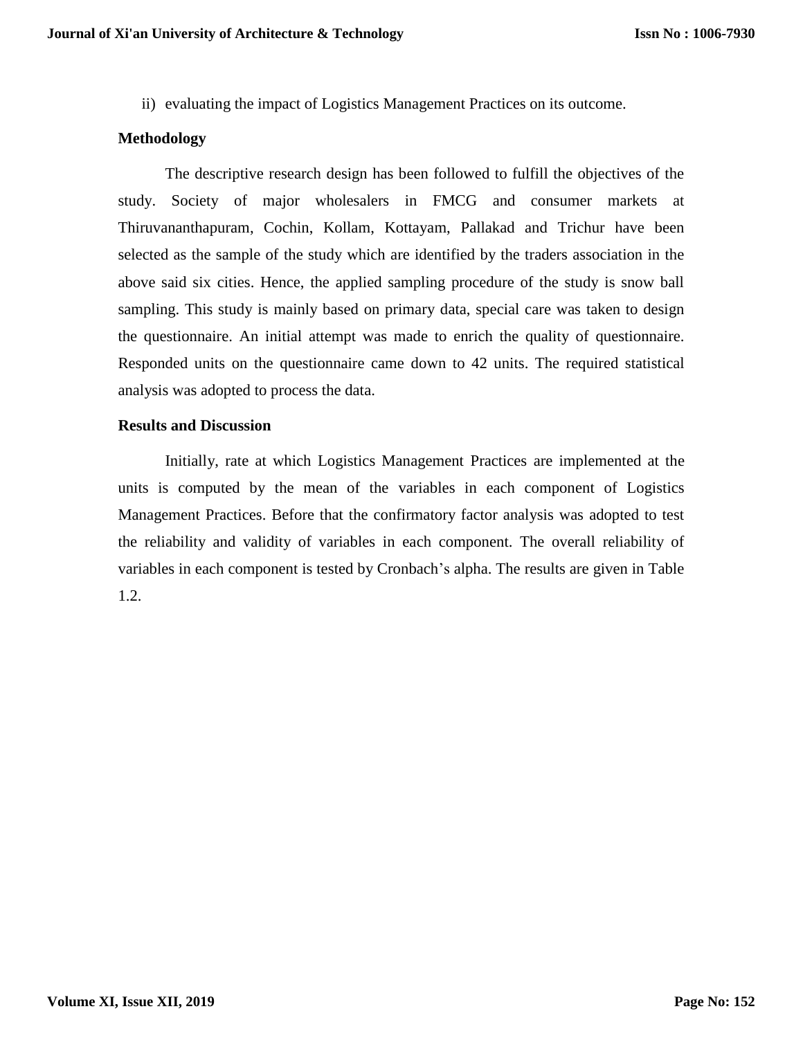ii) evaluating the impact of Logistics Management Practices on its outcome.

**Methodology**

The descriptive research design has been followed to fulfill the objectives of the study. Society of major wholesalers in FMCG and consumer markets at Thiruvananthapuram, Cochin, Kollam, Kottayam, Pallakad and Trichur have been selected as the sample of the study which are identified by the traders association in the above said six cities. Hence, the applied sampling procedure of the study is snow ball sampling. This study is mainly based on primary data, special care was taken to design the questionnaire. An initial attempt was made to enrich the quality of questionnaire. Responded units on the questionnaire came down to 42 units. The required statistical analysis was adopted to process the data.

**Results and Discussion**

Initially, rate at which Logistics Management Practices are implemented at the units is computed by the mean of the variables in each component of Logistics Management Practices. Before that the confirmatory factor analysis was adopted to test the reliability and validity of variables in each component. The overall reliability of variables in each component is tested by Cronbach's alpha. The results are given in Table 1.2.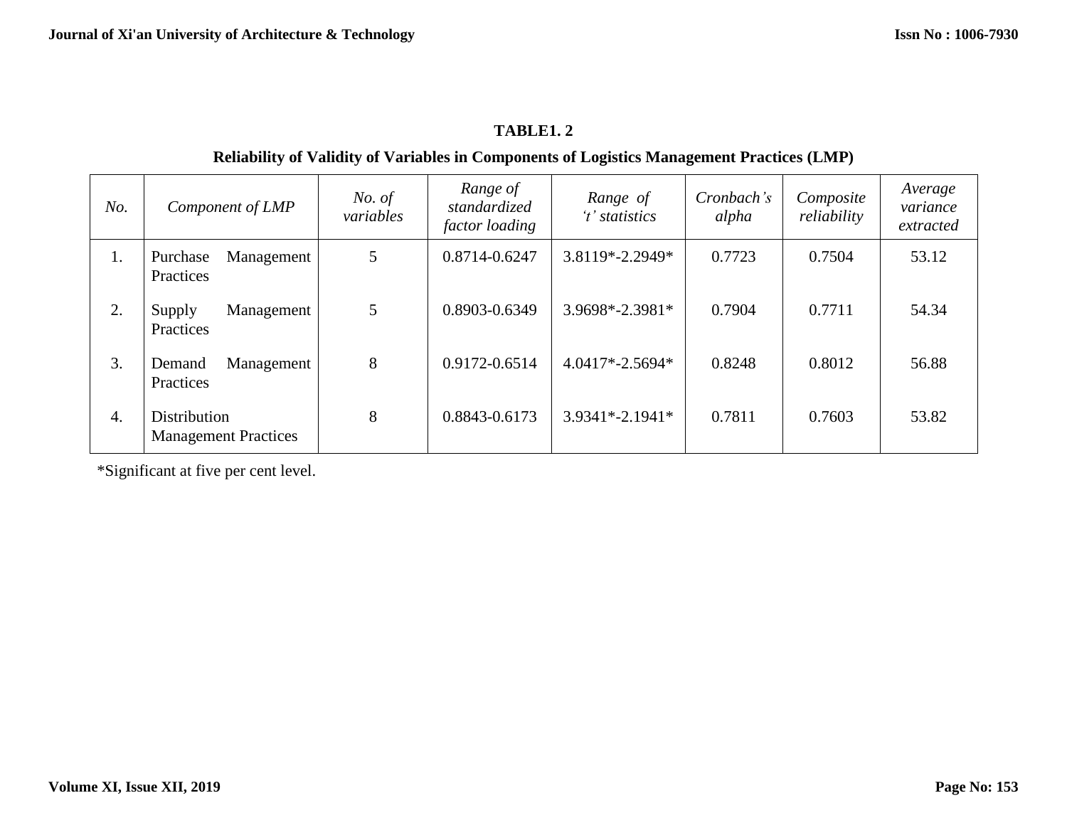**TABLE1. 2**

**Reliability of Validity of Variables in Components of Logistics Management Practices (LMP)**

| *No.* | *Component of LMP* | *No. of variables* | *Range of standardized factor loading* | *Range of 't' statistics* | *Cronbach's alpha* | *Composite reliability* | *Average variance extracted* |
|---|---|---|---|---|---|---|---|
| 1. | Purchase Management Practices | 5 | 0.8714-0.6247 | 3.8119*-2.2949* | 0.7723 | 0.7504 | 53.12 |
| 2. | Supply Management Practices | 5 | 0.8903-0.6349 | 3.9698*-2.3981* | 0.7904 | 0.7711 | 54.34 |
| 3. | Demand Management Practices | 8 | 0.9172-0.6514 | 4.0417*-2.5694* | 0.8248 | 0.8012 | 56.88 |
| 4. | Distribution Management Practices | 8 | 0.8843-0.6173 | 3.9341*-2.1941* | 0.7811 | 0.7603 | 53.82 |

*Significant at five per cent level.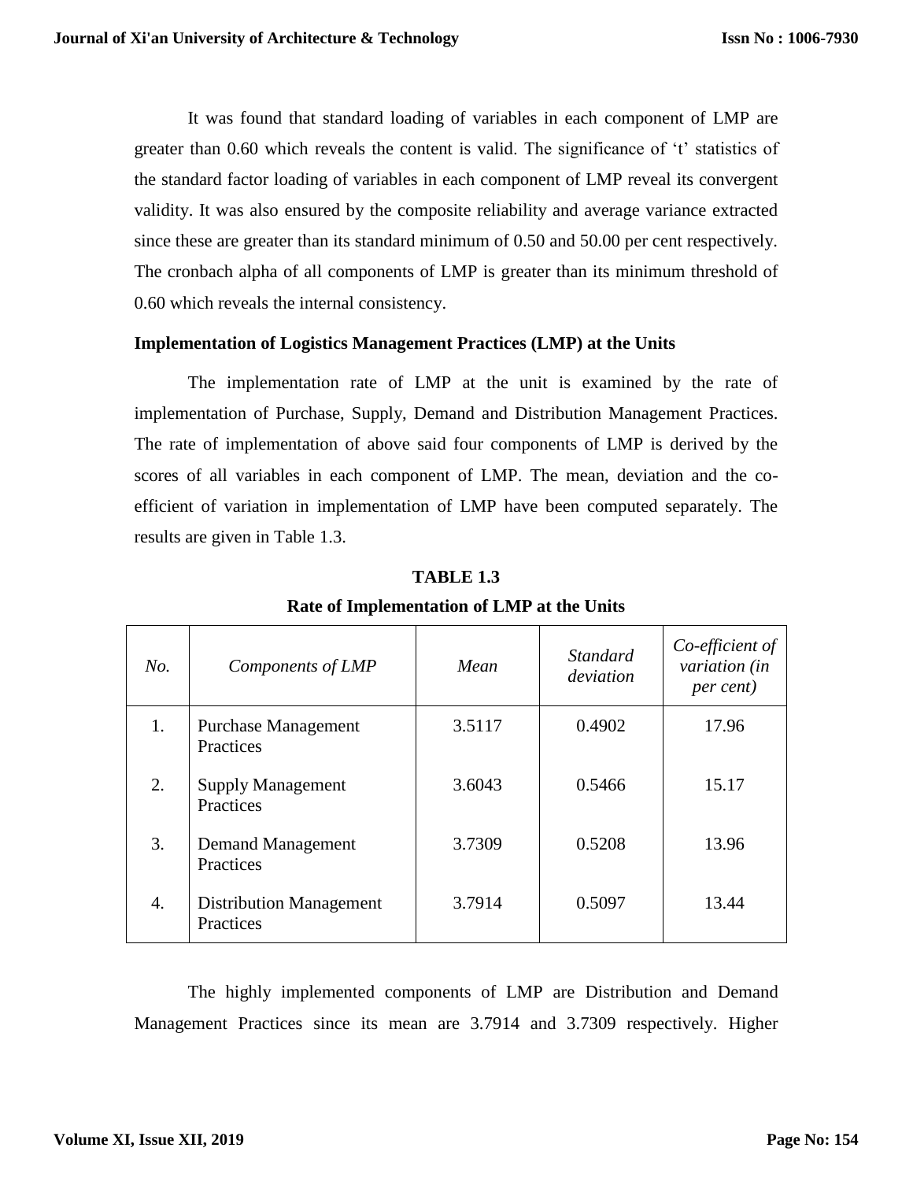It was found that standard loading of variables in each component of LMP are greater than 0.60 which reveals the content is valid. The significance of 't' statistics of the standard factor loading of variables in each component of LMP reveal its convergent validity. It was also ensured by the composite reliability and average variance extracted since these are greater than its standard minimum of 0.50 and 50.00 per cent respectively. The cronbach alpha of all components of LMP is greater than its minimum threshold of 0.60 which reveals the internal consistency.

### Implementation of Logistics Management Practices (LMP) at the Units

The implementation rate of LMP at the unit is examined by the rate of implementation of Purchase, Supply, Demand and Distribution Management Practices. The rate of implementation of above said four components of LMP is derived by the scores of all variables in each component of LMP. The mean, deviation and the co-efficient of variation in implementation of LMP have been computed separately. The results are given in Table 1.3.

**TABLE 1.3**

**Rate of Implementation of LMP at the Units**

| *No.* | *Components of LMP* | *Mean* | *Standard deviation* | *Co-efficient of variation (in per cent)* |
|---|---|---|---|---|
| 1. | Purchase Management Practices | 3.5117 | 0.4902 | 17.96 |
| 2. | Supply Management Practices | 3.6043 | 0.5466 | 15.17 |
| 3. | Demand Management Practices | 3.7309 | 0.5208 | 13.96 |
| 4. | Distribution Management Practices | 3.7914 | 0.5097 | 13.44 |

The highly implemented components of LMP are Distribution and Demand Management Practices since its mean are 3.7914 and 3.7309 respectively. Higher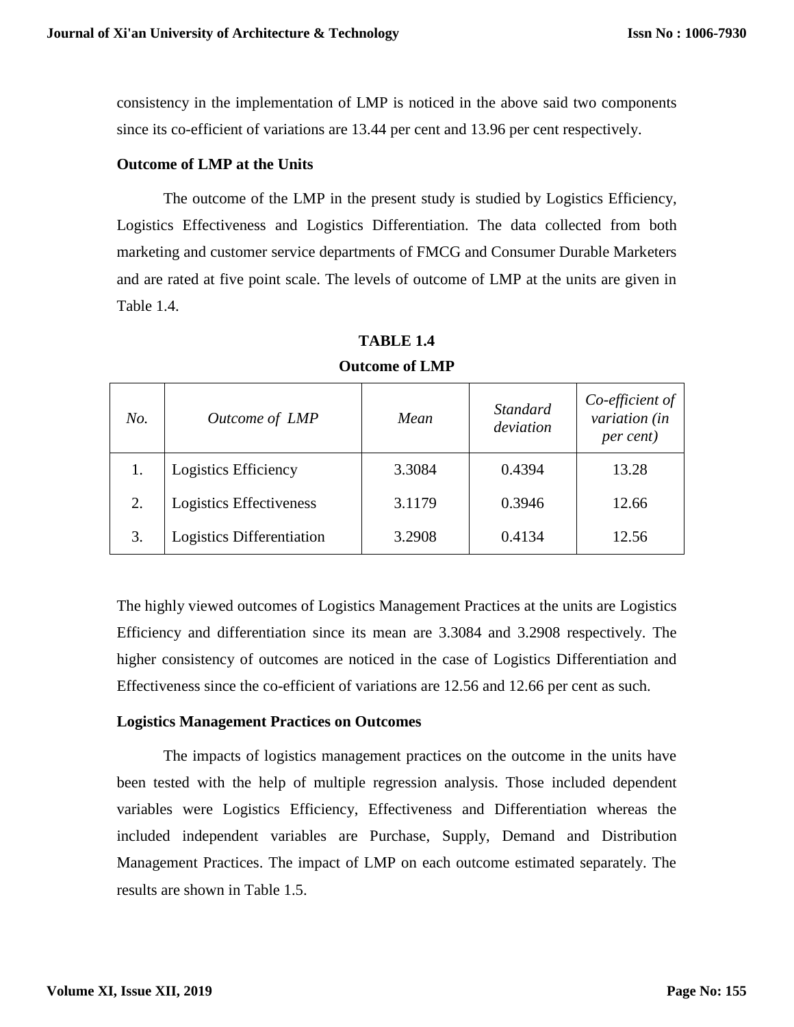consistency in the implementation of LMP is noticed in the above said two components since its co-efficient of variations are 13.44 per cent and 13.96 per cent respectively.

**Outcome of LMP at the Units**

The outcome of the LMP in the present study is studied by Logistics Efficiency, Logistics Effectiveness and Logistics Differentiation. The data collected from both marketing and customer service departments of FMCG and Consumer Durable Marketers and are rated at five point scale. The levels of outcome of LMP at the units are given in Table 1.4.

**TABLE 1.4**

**Outcome of LMP**

| *No.* | *Outcome of LMP* | *Mean* | *Standard deviation* | *Co-efficient of variation (in per cent)* |
|---|---|---|---|---|
| 1. | Logistics Efficiency | 3.3084 | 0.4394 | 13.28 |
| 2. | Logistics Effectiveness | 3.1179 | 0.3946 | 12.66 |
| 3. | Logistics Differentiation | 3.2908 | 0.4134 | 12.56 |

The highly viewed outcomes of Logistics Management Practices at the units are Logistics Efficiency and differentiation since its mean are 3.3084 and 3.2908 respectively. The higher consistency of outcomes are noticed in the case of Logistics Differentiation and Effectiveness since the co-efficient of variations are 12.56 and 12.66 per cent as such.

**Logistics Management Practices on Outcomes**

The impacts of logistics management practices on the outcome in the units have been tested with the help of multiple regression analysis. Those included dependent variables were Logistics Efficiency, Effectiveness and Differentiation whereas the included independent variables are Purchase, Supply, Demand and Distribution Management Practices. The impact of LMP on each outcome estimated separately. The results are shown in Table 1.5.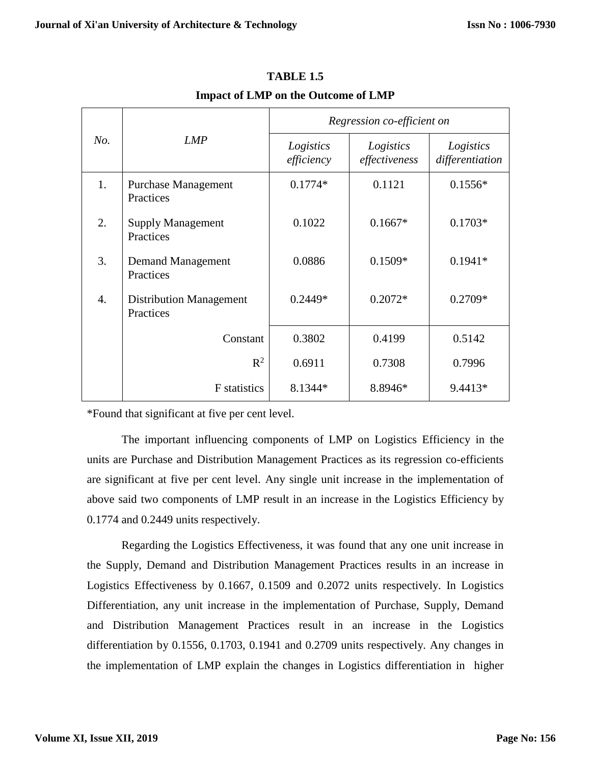**TABLE 1.5**

**Impact of LMP on the Outcome of LMP**

| *No.* | *LMP* | *Regression co-efficient on* | | |
|---|---|---|---|---|
| | | *Logistics efficiency* | *Logistics effectiveness* | *Logistics differentiation* |
| 1. | Purchase Management Practices | 0.1774* | 0.1121 | 0.1556* |
| 2. | Supply Management Practices | 0.1022 | 0.1667* | 0.1703* |
| 3. | Demand Management Practices | 0.0886 | 0.1509* | 0.1941* |
| 4. | Distribution Management Practices | 0.2449* | 0.2072* | 0.2709* |
| | Constant | 0.3802 | 0.4199 | 0.5142 |
| | $R^2$ | 0.6911 | 0.7308 | 0.7996 |
| | F statistics | 8.1344* | 8.8946* | 9.4413* |

*Found that significant at five per cent level.

The important influencing components of LMP on Logistics Efficiency in the units are Purchase and Distribution Management Practices as its regression co-efficients are significant at five per cent level. Any single unit increase in the implementation of above said two components of LMP result in an increase in the Logistics Efficiency by 0.1774 and 0.2449 units respectively.

Regarding the Logistics Effectiveness, it was found that any one unit increase in the Supply, Demand and Distribution Management Practices results in an increase in Logistics Effectiveness by 0.1667, 0.1509 and 0.2072 units respectively. In Logistics Differentiation, any unit increase in the implementation of Purchase, Supply, Demand and Distribution Management Practices result in an increase in the Logistics differentiation by 0.1556, 0.1703, 0.1941 and 0.2709 units respectively. Any changes in the implementation of LMP explain the changes in Logistics differentiation in higher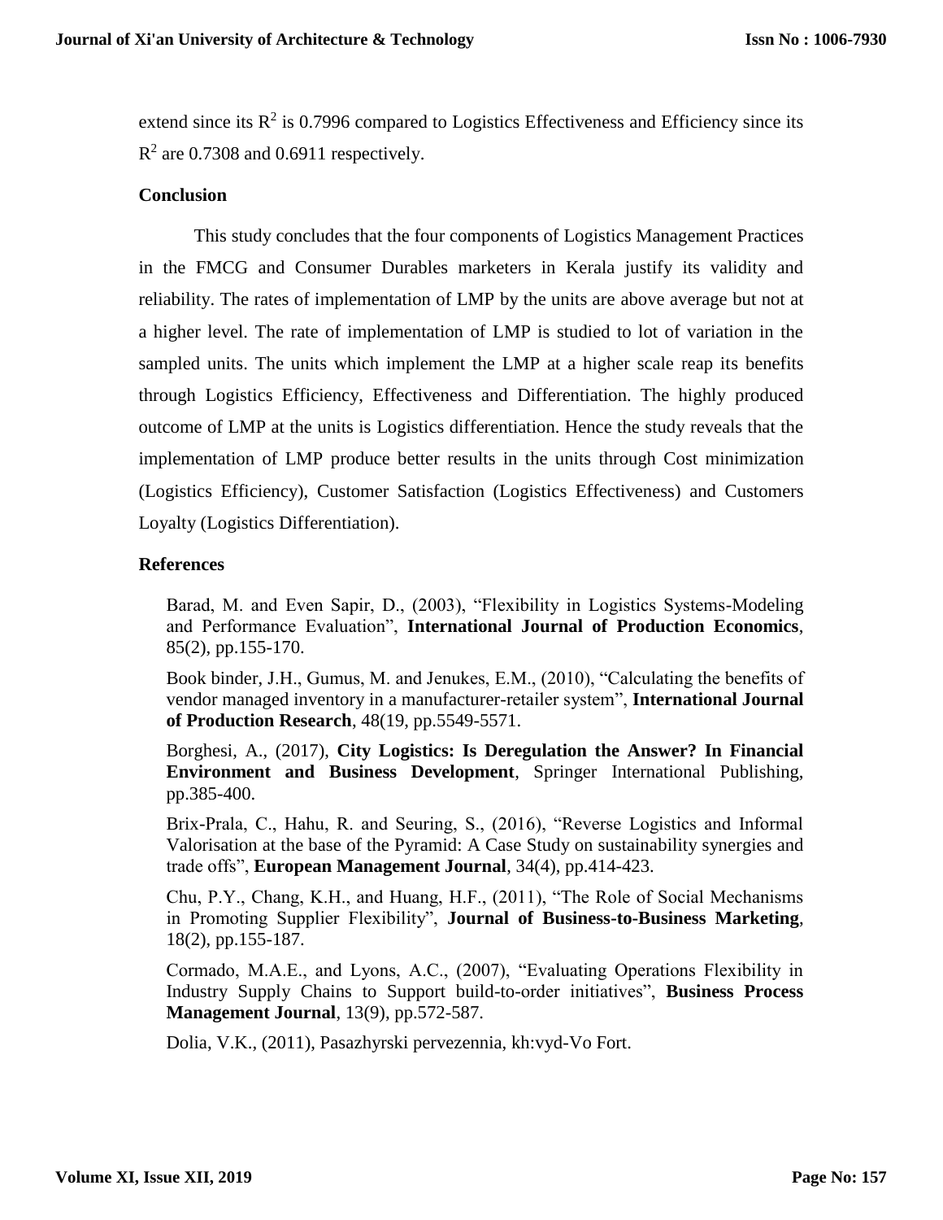extend since its $R^2$ is 0.7996 compared to Logistics Effectiveness and Efficiency since its $R^2$ are 0.7308 and 0.6911 respectively.

## Conclusion

This study concludes that the four components of Logistics Management Practices in the FMCG and Consumer Durables marketers in Kerala justify its validity and reliability. The rates of implementation of LMP by the units are above average but not at a higher level. The rate of implementation of LMP is studied to lot of variation in the sampled units. The units which implement the LMP at a higher scale reap its benefits through Logistics Efficiency, Effectiveness and Differentiation. The highly produced outcome of LMP at the units is Logistics differentiation. Hence the study reveals that the implementation of LMP produce better results in the units through Cost minimization (Logistics Efficiency), Customer Satisfaction (Logistics Effectiveness) and Customers Loyalty (Logistics Differentiation).

## References

Barad, M. and Even Sapir, D., (2003), "Flexibility in Logistics Systems-Modeling and Performance Evaluation", **International Journal of Production Economics**, 85(2), pp.155-170.

Book binder, J.H., Gumus, M. and Jenukes, E.M., (2010), "Calculating the benefits of vendor managed inventory in a manufacturer-retailer system", **International Journal of Production Research**, 48(19, pp.5549-5571.

Borghesi, A., (2017), **City Logistics: Is Deregulation the Answer? In Financial Environment and Business Development**, Springer International Publishing, pp.385-400.

Brix-Prala, C., Hahu, R. and Seuring, S., (2016), "Reverse Logistics and Informal Valorisation at the base of the Pyramid: A Case Study on sustainability synergies and trade offs", **European Management Journal**, 34(4), pp.414-423.

Chu, P.Y., Chang, K.H., and Huang, H.F., (2011), "The Role of Social Mechanisms in Promoting Supplier Flexibility", **Journal of Business-to-Business Marketing**, 18(2), pp.155-187.

Cormado, M.A.E., and Lyons, A.C., (2007), "Evaluating Operations Flexibility in Industry Supply Chains to Support build-to-order initiatives", **Business Process Management Journal**, 13(9), pp.572-587.

Dolia, V.K., (2011), Pasazhyrski pervezennia, kh:vyd-Vo Fort.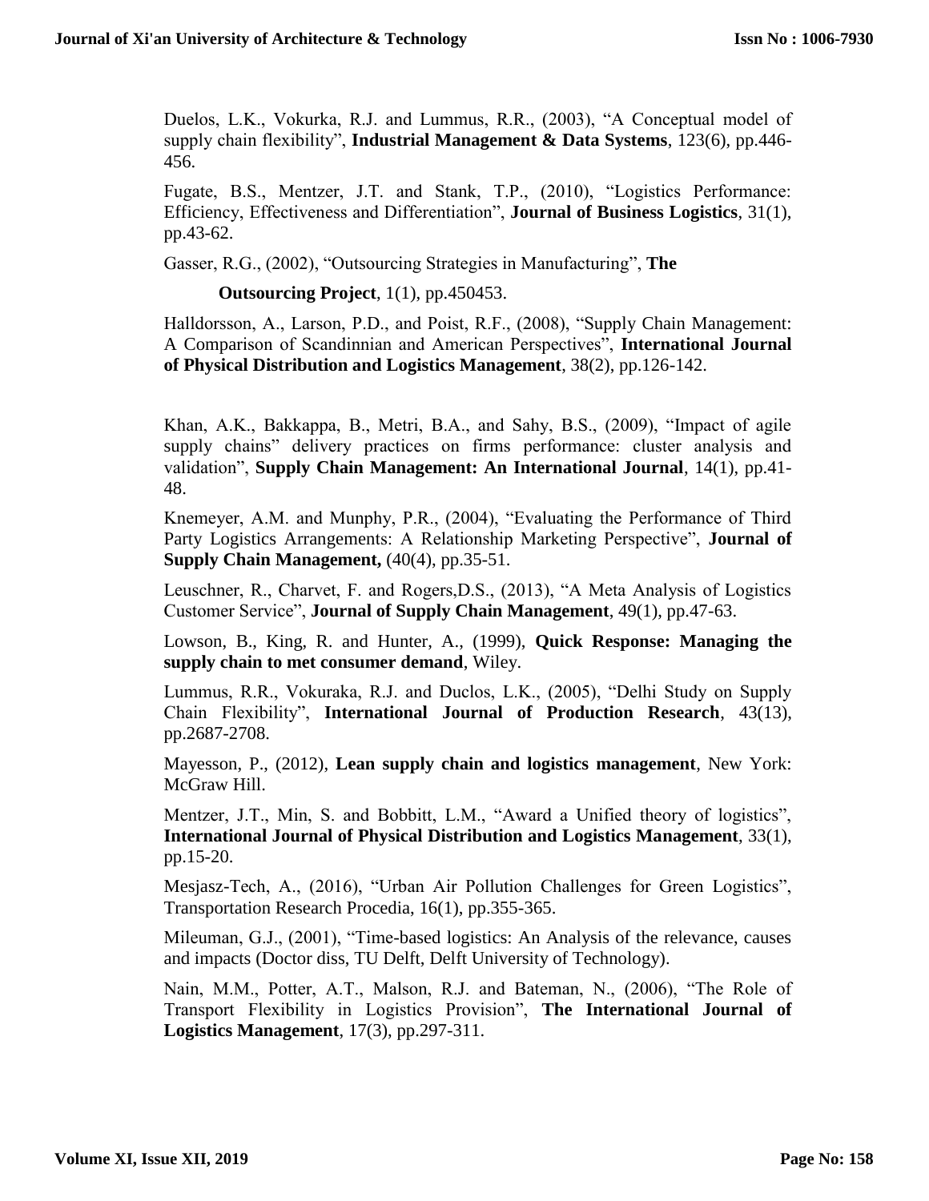Duelos, L.K., Vokurka, R.J. and Lummus, R.R., (2003), "A Conceptual model of supply chain flexibility", **Industrial Management & Data Systems**, 123(6), pp.446-456.

Fugate, B.S., Mentzer, J.T. and Stank, T.P., (2010), "Logistics Performance: Efficiency, Effectiveness and Differentiation", **Journal of Business Logistics**, 31(1), pp.43-62.

Gasser, R.G., (2002), "Outsourcing Strategies in Manufacturing", **The Outsourcing Project**, 1(1), pp.450453.

Halldorsson, A., Larson, P.D., and Poist, R.F., (2008), "Supply Chain Management: A Comparison of Scandinnian and American Perspectives", **International Journal of Physical Distribution and Logistics Management**, 38(2), pp.126-142.

Khan, A.K., Bakkappa, B., Metri, B.A., and Sahy, B.S., (2009), "Impact of agile supply chains" delivery practices on firms performance: cluster analysis and validation", **Supply Chain Management: An International Journal**, 14(1), pp.41-48.

Knemeyer, A.M. and Munphy, P.R., (2004), "Evaluating the Performance of Third Party Logistics Arrangements: A Relationship Marketing Perspective", **Journal of Supply Chain Management,** (40(4), pp.35-51.

Leuschner, R., Charvet, F. and Rogers,D.S., (2013), "A Meta Analysis of Logistics Customer Service", **Journal of Supply Chain Management**, 49(1), pp.47-63.

Lowson, B., King, R. and Hunter, A., (1999), **Quick Response: Managing the supply chain to met consumer demand**, Wiley.

Lummus, R.R., Vokuraka, R.J. and Duclos, L.K., (2005), "Delhi Study on Supply Chain Flexibility", **International Journal of Production Research**, 43(13), pp.2687-2708.

Mayesson, P., (2012), **Lean supply chain and logistics management**, New York: McGraw Hill.

Mentzer, J.T., Min, S. and Bobbitt, L.M., "Award a Unified theory of logistics", **International Journal of Physical Distribution and Logistics Management**, 33(1), pp.15-20.

Mesjasz-Tech, A., (2016), "Urban Air Pollution Challenges for Green Logistics", Transportation Research Procedia, 16(1), pp.355-365.

Mileuman, G.J., (2001), "Time-based logistics: An Analysis of the relevance, causes and impacts (Doctor diss, TU Delft, Delft University of Technology).

Nain, M.M., Potter, A.T., Malson, R.J. and Bateman, N., (2006), "The Role of Transport Flexibility in Logistics Provision", **The International Journal of Logistics Management**, 17(3), pp.297-311.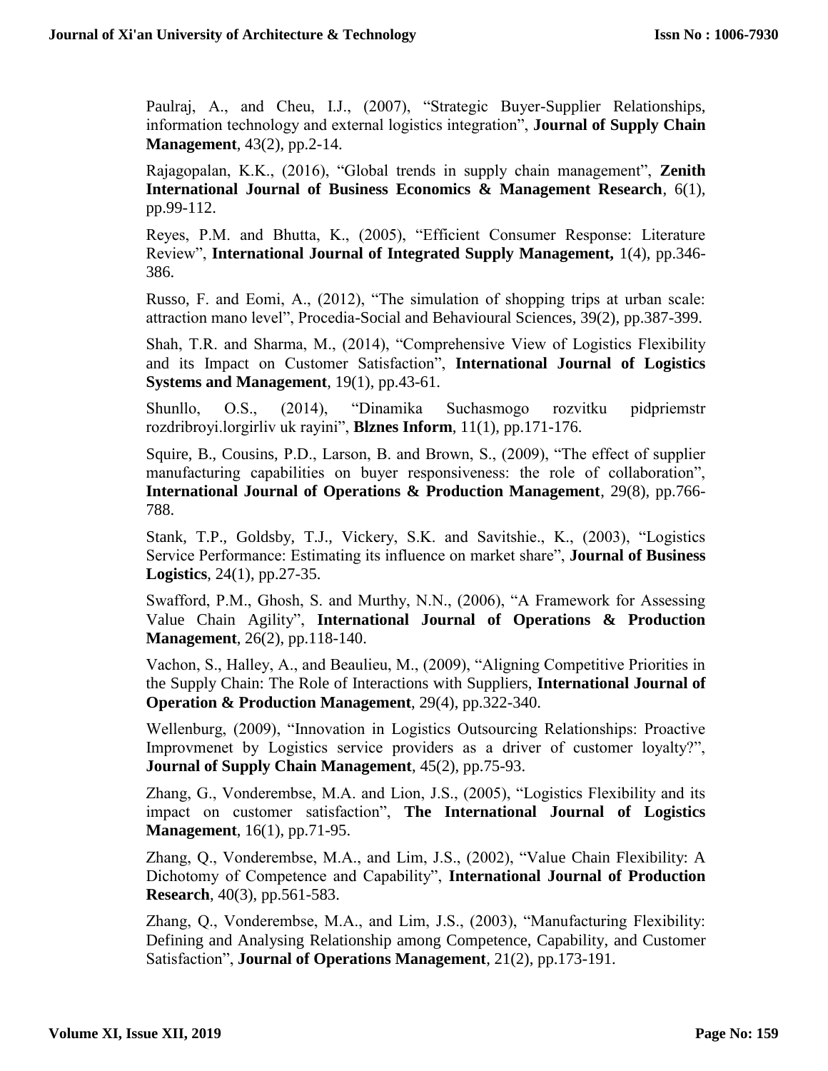Paulraj, A., and Cheu, I.J., (2007), "Strategic Buyer-Supplier Relationships, information technology and external logistics integration", **Journal of Supply Chain Management**, 43(2), pp.2-14.

Rajagopalan, K.K., (2016), "Global trends in supply chain management", **Zenith International Journal of Business Economics & Management Research**, 6(1), pp.99-112.

Reyes, P.M. and Bhutta, K., (2005), "Efficient Consumer Response: Literature Review", **International Journal of Integrated Supply Management,** 1(4), pp.346-386.

Russo, F. and Eomi, A., (2012), "The simulation of shopping trips at urban scale: attraction mano level", Procedia-Social and Behavioural Sciences, 39(2), pp.387-399.

Shah, T.R. and Sharma, M., (2014), "Comprehensive View of Logistics Flexibility and its Impact on Customer Satisfaction", **International Journal of Logistics Systems and Management**, 19(1), pp.43-61.

Shunllo, O.S., (2014), "Dinamika Suchasmogo rozvitku pidpriemstr rozdribroyi.lorgirliv uk rayini", **Blznes Inform**, 11(1), pp.171-176.

Squire, B., Cousins, P.D., Larson, B. and Brown, S., (2009), "The effect of supplier manufacturing capabilities on buyer responsiveness: the role of collaboration", **International Journal of Operations & Production Management**, 29(8), pp.766-788.

Stank, T.P., Goldsby, T.J., Vickery, S.K. and Savitshie., K., (2003), "Logistics Service Performance: Estimating its influence on market share", **Journal of Business Logistics**, 24(1), pp.27-35.

Swafford, P.M., Ghosh, S. and Murthy, N.N., (2006), "A Framework for Assessing Value Chain Agility", **International Journal of Operations & Production Management**, 26(2), pp.118-140.

Vachon, S., Halley, A., and Beaulieu, M., (2009), "Aligning Competitive Priorities in the Supply Chain: The Role of Interactions with Suppliers, **International Journal of Operation & Production Management**, 29(4), pp.322-340.

Wellenburg, (2009), "Innovation in Logistics Outsourcing Relationships: Proactive Improvmenet by Logistics service providers as a driver of customer loyalty?", **Journal of Supply Chain Management**, 45(2), pp.75-93.

Zhang, G., Vonderembse, M.A. and Lion, J.S., (2005), "Logistics Flexibility and its impact on customer satisfaction", **The International Journal of Logistics Management**, 16(1), pp.71-95.

Zhang, Q., Vonderembse, M.A., and Lim, J.S., (2002), "Value Chain Flexibility: A Dichotomy of Competence and Capability", **International Journal of Production Research**, 40(3), pp.561-583.

Zhang, Q., Vonderembse, M.A., and Lim, J.S., (2003), "Manufacturing Flexibility: Defining and Analysing Relationship among Competence, Capability, and Customer Satisfaction", **Journal of Operations Management**, 21(2), pp.173-191.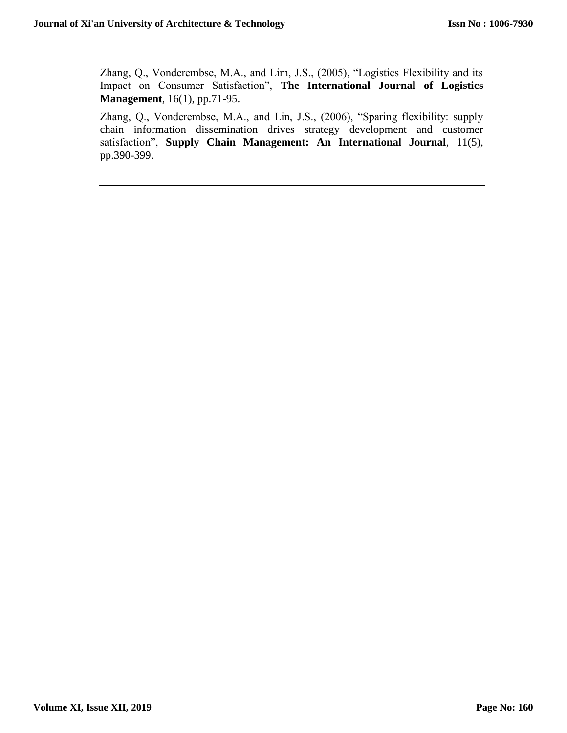Zhang, Q., Vonderembse, M.A., and Lim, J.S., (2005), "Logistics Flexibility and its Impact on Consumer Satisfaction", **The International Journal of Logistics Management**, 16(1), pp.71-95.

Zhang, Q., Vonderembse, M.A., and Lin, J.S., (2006), "Sparing flexibility: supply chain information dissemination drives strategy development and customer satisfaction", **Supply Chain Management: An International Journal**, 11(5), pp.390-399.